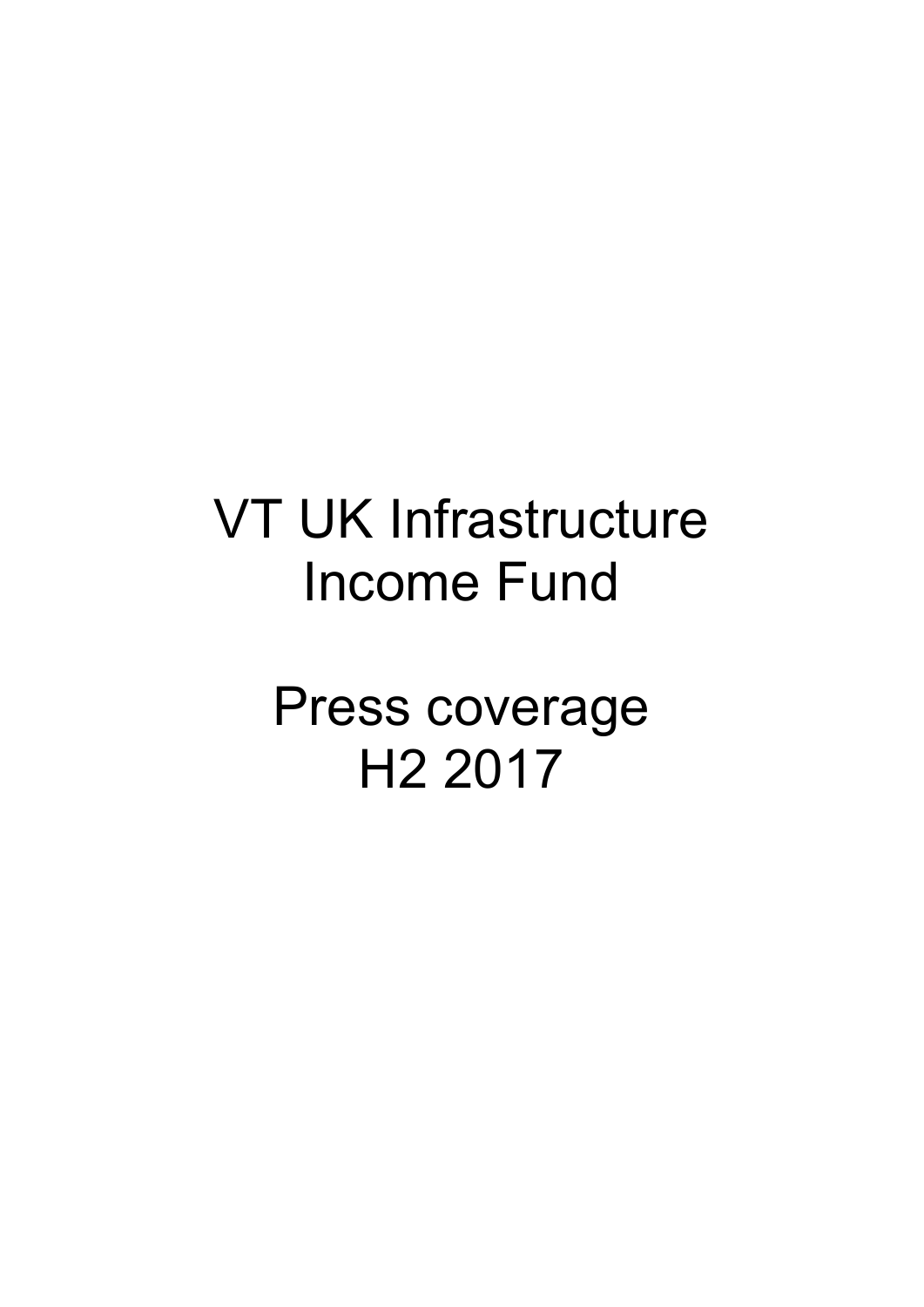# VT UK Infrastructure Income Fund

# Press coverage H2 2017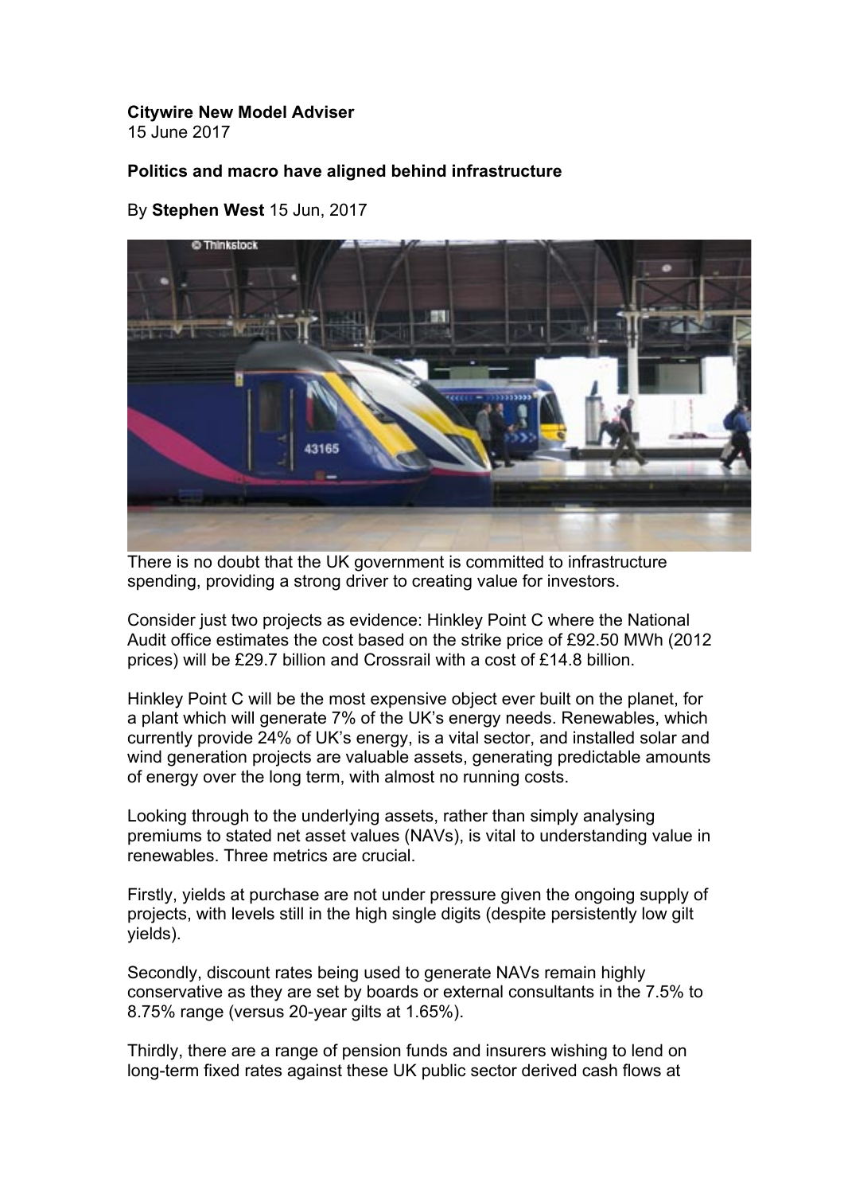**Citywire New Model Adviser**
15 June 2017

**Politics and macro have aligned behind infrastructure**

By **Stephen West** 15 Jun, 2017

There is no doubt that the UK government is committed to infrastructure spending, providing a strong driver to creating value for investors.

Consider just two projects as evidence: Hinkley Point C where the National Audit office estimates the cost based on the strike price of £92.50 MWh (2012 prices) will be £29.7 billion and Crossrail with a cost of £14.8 billion.

Hinkley Point C will be the most expensive object ever built on the planet, for a plant which will generate 7% of the UK's energy needs. Renewables, which currently provide 24% of UK's energy, is a vital sector, and installed solar and wind generation projects are valuable assets, generating predictable amounts of energy over the long term, with almost no running costs.

Looking through to the underlying assets, rather than simply analysing premiums to stated net asset values (NAVs), is vital to understanding value in renewables. Three metrics are crucial.

Firstly, yields at purchase are not under pressure given the ongoing supply of projects, with levels still in the high single digits (despite persistently low gilt yields).

Secondly, discount rates being used to generate NAVs remain highly conservative as they are set by boards or external consultants in the 7.5% to 8.75% range (versus 20-year gilts at 1.65%).

Thirdly, there are a range of pension funds and insurers wishing to lend on long-term fixed rates against these UK public sector derived cash flows at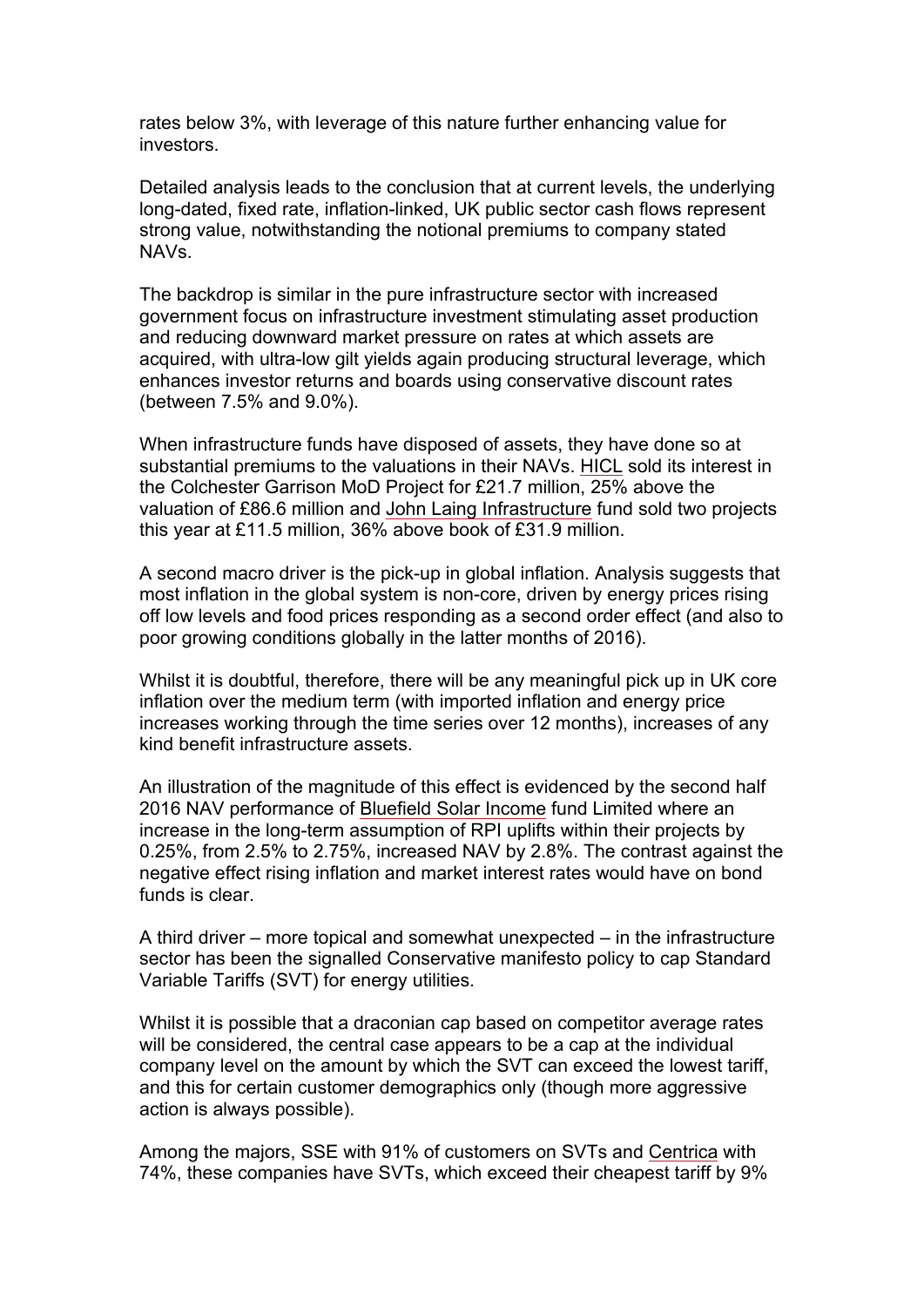rates below 3%, with leverage of this nature further enhancing value for investors.

Detailed analysis leads to the conclusion that at current levels, the underlying long-dated, fixed rate, inflation-linked, UK public sector cash flows represent strong value, notwithstanding the notional premiums to company stated NAVs.

The backdrop is similar in the pure infrastructure sector with increased government focus on infrastructure investment stimulating asset production and reducing downward market pressure on rates at which assets are acquired, with ultra-low gilt yields again producing structural leverage, which enhances investor returns and boards using conservative discount rates (between 7.5% and 9.0%).

When infrastructure funds have disposed of assets, they have done so at substantial premiums to the valuations in their NAVs. HICL sold its interest in the Colchester Garrison MoD Project for £21.7 million, 25% above the valuation of £86.6 million and John Laing Infrastructure fund sold two projects this year at £11.5 million, 36% above book of £31.9 million.

A second macro driver is the pick-up in global inflation. Analysis suggests that most inflation in the global system is non-core, driven by energy prices rising off low levels and food prices responding as a second order effect (and also to poor growing conditions globally in the latter months of 2016).

Whilst it is doubtful, therefore, there will be any meaningful pick up in UK core inflation over the medium term (with imported inflation and energy price increases working through the time series over 12 months), increases of any kind benefit infrastructure assets.

An illustration of the magnitude of this effect is evidenced by the second half 2016 NAV performance of Bluefield Solar Income fund Limited where an increase in the long-term assumption of RPI uplifts within their projects by 0.25%, from 2.5% to 2.75%, increased NAV by 2.8%. The contrast against the negative effect rising inflation and market interest rates would have on bond funds is clear.

A third driver – more topical and somewhat unexpected – in the infrastructure sector has been the signalled Conservative manifesto policy to cap Standard Variable Tariffs (SVT) for energy utilities.

Whilst it is possible that a draconian cap based on competitor average rates will be considered, the central case appears to be a cap at the individual company level on the amount by which the SVT can exceed the lowest tariff, and this for certain customer demographics only (though more aggressive action is always possible).

Among the majors, SSE with 91% of customers on SVTs and Centrica with 74%, these companies have SVTs, which exceed their cheapest tariff by 9%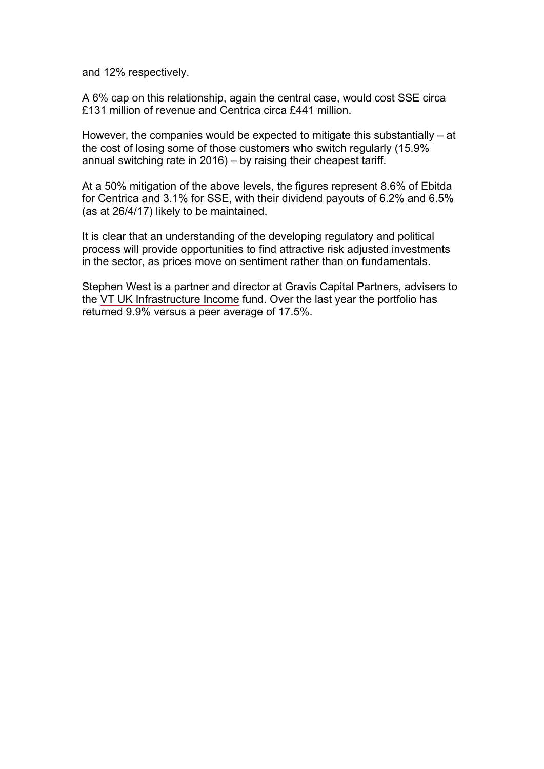and 12% respectively.

A 6% cap on this relationship, again the central case, would cost SSE circa £131 million of revenue and Centrica circa £441 million.

However, the companies would be expected to mitigate this substantially – at the cost of losing some of those customers who switch regularly (15.9% annual switching rate in 2016) – by raising their cheapest tariff.

At a 50% mitigation of the above levels, the figures represent 8.6% of Ebitda for Centrica and 3.1% for SSE, with their dividend payouts of 6.2% and 6.5% (as at 26/4/17) likely to be maintained.

It is clear that an understanding of the developing regulatory and political process will provide opportunities to find attractive risk adjusted investments in the sector, as prices move on sentiment rather than on fundamentals.

Stephen West is a partner and director at Gravis Capital Partners, advisers to the VT UK Infrastructure Income fund. Over the last year the portfolio has returned 9.9% versus a peer average of 17.5%.